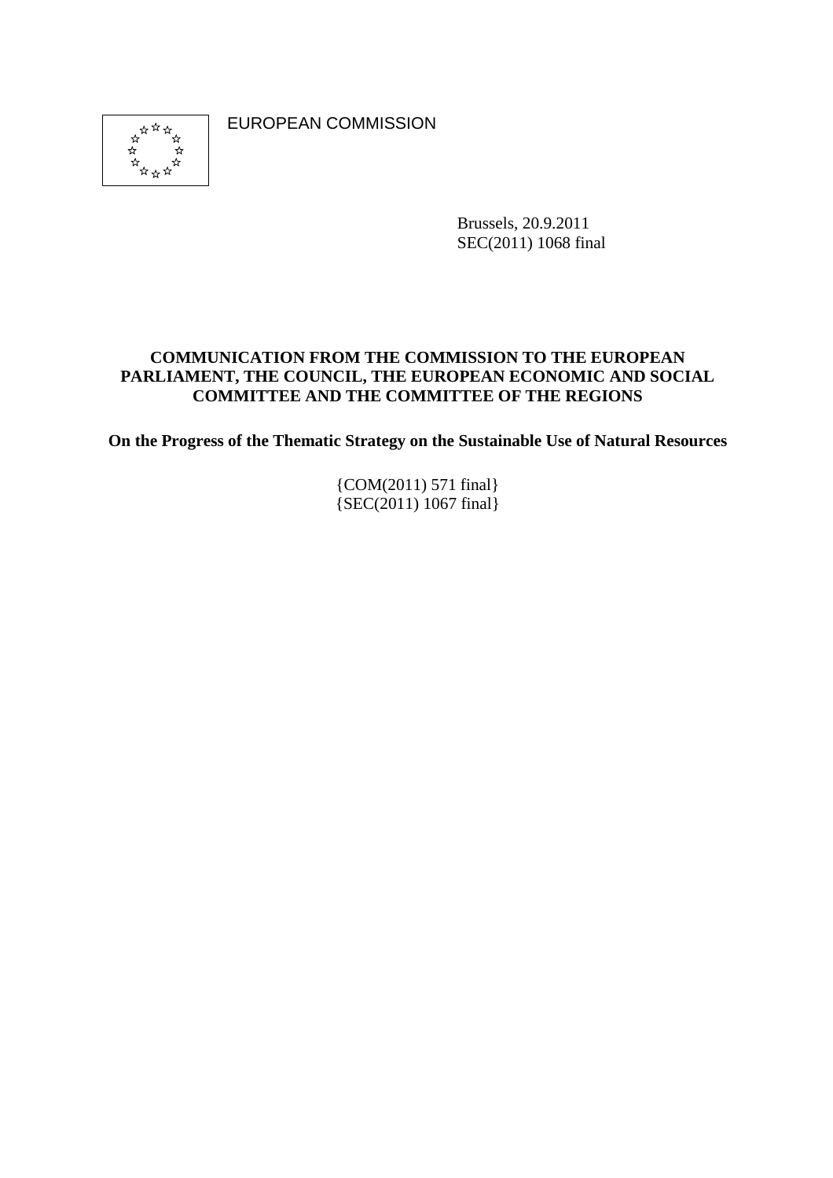EUROPEAN COMMISSION

Brussels, 20.9.2011
SEC(2011) 1068 final

**COMMUNICATION FROM THE COMMISSION TO THE EUROPEAN PARLIAMENT, THE COUNCIL, THE EUROPEAN ECONOMIC AND SOCIAL COMMITTEE AND THE COMMITTEE OF THE REGIONS**

**On the Progress of the Thematic Strategy on the Sustainable Use of Natural Resources**

{COM(2011) 571 final}
{SEC(2011) 1067 final}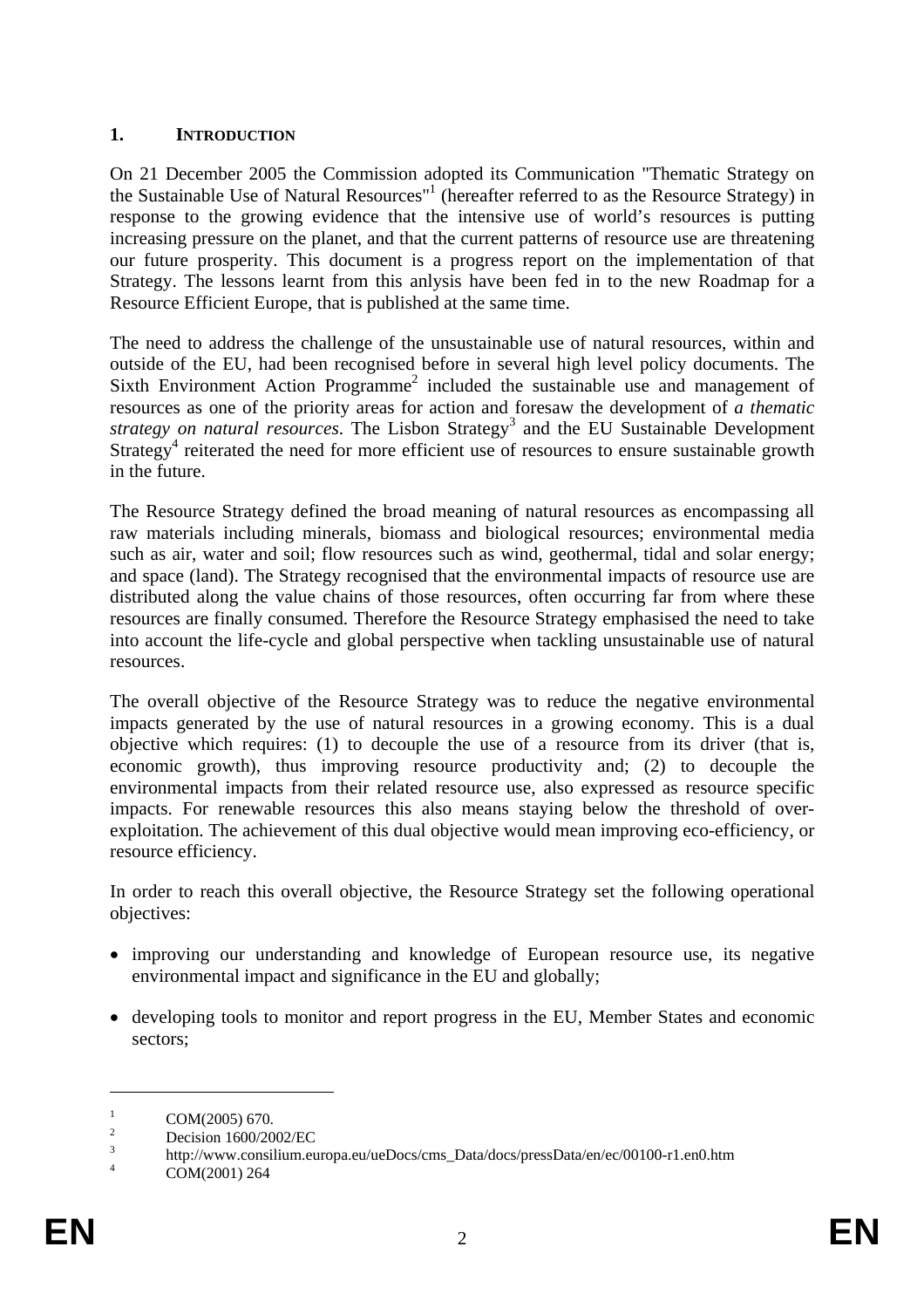## 1. INTRODUCTION

On 21 December 2005 the Commission adopted its Communication "Thematic Strategy on the Sustainable Use of Natural Resources"[1] (hereafter referred to as the Resource Strategy) in response to the growing evidence that the intensive use of world's resources is putting increasing pressure on the planet, and that the current patterns of resource use are threatening our future prosperity. This document is a progress report on the implementation of that Strategy. The lessons learnt from this anlysis have been fed in to the new Roadmap for a Resource Efficient Europe, that is published at the same time.

The need to address the challenge of the unsustainable use of natural resources, within and outside of the EU, had been recognised before in several high level policy documents. The Sixth Environment Action Programme[2] included the sustainable use and management of resources as one of the priority areas for action and foresaw the development of *a thematic strategy on natural resources*. The Lisbon Strategy[3] and the EU Sustainable Development Strategy[4] reiterated the need for more efficient use of resources to ensure sustainable growth in the future.

The Resource Strategy defined the broad meaning of natural resources as encompassing all raw materials including minerals, biomass and biological resources; environmental media such as air, water and soil; flow resources such as wind, geothermal, tidal and solar energy; and space (land). The Strategy recognised that the environmental impacts of resource use are distributed along the value chains of those resources, often occurring far from where these resources are finally consumed. Therefore the Resource Strategy emphasised the need to take into account the life-cycle and global perspective when tackling unsustainable use of natural resources.

The overall objective of the Resource Strategy was to reduce the negative environmental impacts generated by the use of natural resources in a growing economy. This is a dual objective which requires: (1) to decouple the use of a resource from its driver (that is, economic growth), thus improving resource productivity and; (2) to decouple the environmental impacts from their related resource use, also expressed as resource specific impacts. For renewable resources this also means staying below the threshold of over-exploitation. The achievement of this dual objective would mean improving eco-efficiency, or resource efficiency.

In order to reach this overall objective, the Resource Strategy set the following operational objectives:

- improving our understanding and knowledge of European resource use, its negative environmental impact and significance in the EU and globally;
- developing tools to monitor and report progress in the EU, Member States and economic sectors;

---

[1] COM(2005) 670.

[2] Decision 1600/2002/EC

[3] http://www.consilium.europa.eu/ueDocs/cms_Data/docs/pressData/en/ec/00100-r1.en0.htm

[4] COM(2001) 264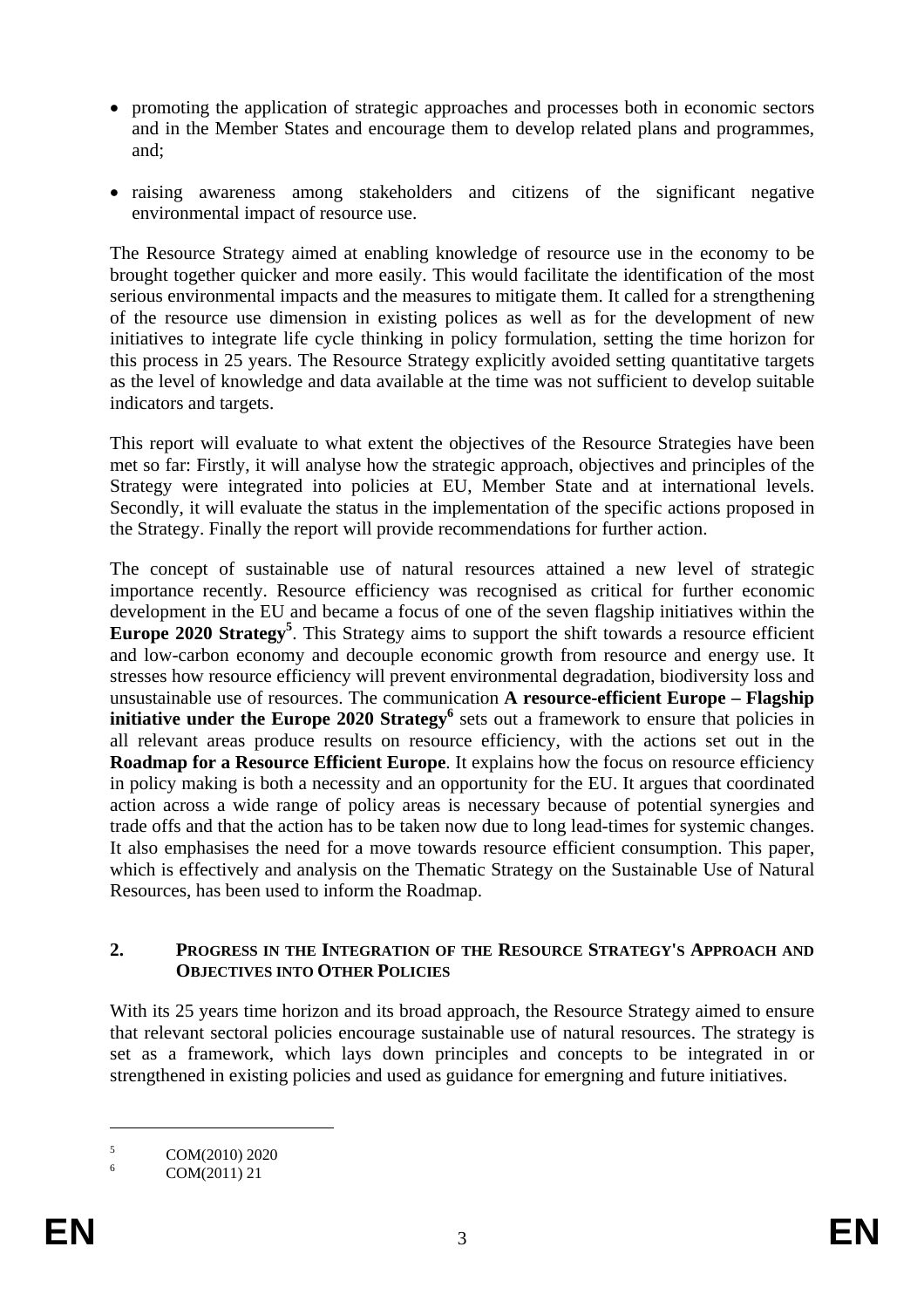- promoting the application of strategic approaches and processes both in economic sectors and in the Member States and encourage them to develop related plans and programmes, and;
- raising awareness among stakeholders and citizens of the significant negative environmental impact of resource use.

The Resource Strategy aimed at enabling knowledge of resource use in the economy to be brought together quicker and more easily. This would facilitate the identification of the most serious environmental impacts and the measures to mitigate them. It called for a strengthening of the resource use dimension in existing polices as well as for the development of new initiatives to integrate life cycle thinking in policy formulation, setting the time horizon for this process in 25 years. The Resource Strategy explicitly avoided setting quantitative targets as the level of knowledge and data available at the time was not sufficient to develop suitable indicators and targets.

This report will evaluate to what extent the objectives of the Resource Strategies have been met so far: Firstly, it will analyse how the strategic approach, objectives and principles of the Strategy were integrated into policies at EU, Member State and at international levels. Secondly, it will evaluate the status in the implementation of the specific actions proposed in the Strategy. Finally the report will provide recommendations for further action.

The concept of sustainable use of natural resources attained a new level of strategic importance recently. Resource efficiency was recognised as critical for further economic development in the EU and became a focus of one of the seven flagship initiatives within the **Europe 2020 Strategy**[5]. This Strategy aims to support the shift towards a resource efficient and low-carbon economy and decouple economic growth from resource and energy use. It stresses how resource efficiency will prevent environmental degradation, biodiversity loss and unsustainable use of resources. The communication **A resource-efficient Europe – Flagship initiative under the Europe 2020 Strategy**[6] sets out a framework to ensure that policies in all relevant areas produce results on resource efficiency, with the actions set out in the **Roadmap for a Resource Efficient Europe**. It explains how the focus on resource efficiency in policy making is both a necessity and an opportunity for the EU. It argues that coordinated action across a wide range of policy areas is necessary because of potential synergies and trade offs and that the action has to be taken now due to long lead-times for systemic changes. It also emphasises the need for a move towards resource efficient consumption. This paper, which is effectively and analysis on the Thematic Strategy on the Sustainable Use of Natural Resources, has been used to inform the Roadmap.

## 2. Progress in the Integration of the Resource Strategy's Approach and Objectives into Other Policies

With its 25 years time horizon and its broad approach, the Resource Strategy aimed to ensure that relevant sectoral policies encourage sustainable use of natural resources. The strategy is set as a framework, which lays down principles and concepts to be integrated in or strengthened in existing policies and used as guidance for emergning and future initiatives.

---

[5] COM(2010) 2020

[6] COM(2011) 21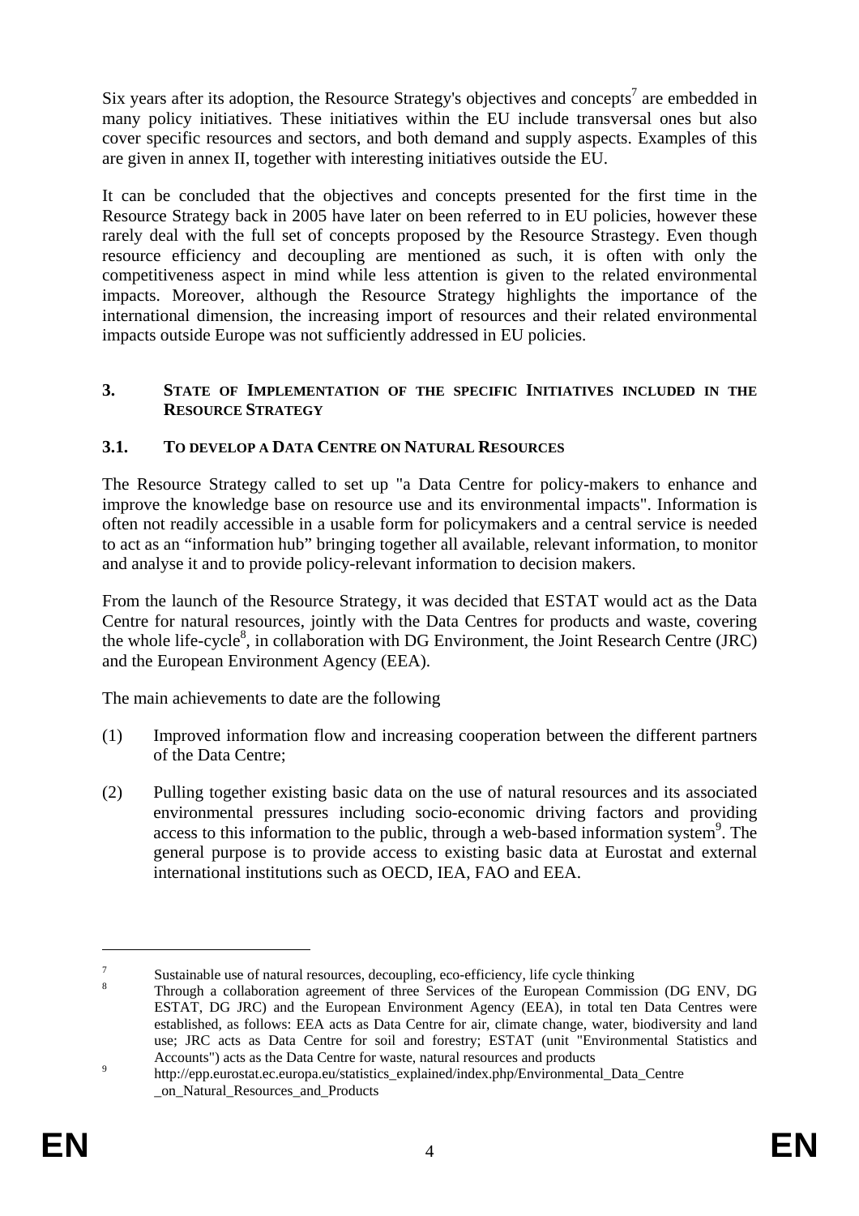Six years after its adoption, the Resource Strategy's objectives and concepts[7] are embedded in many policy initiatives. These initiatives within the EU include transversal ones but also cover specific resources and sectors, and both demand and supply aspects. Examples of this are given in annex II, together with interesting initiatives outside the EU.

It can be concluded that the objectives and concepts presented for the first time in the Resource Strategy back in 2005 have later on been referred to in EU policies, however these rarely deal with the full set of concepts proposed by the Resource Strastegy. Even though resource efficiency and decoupling are mentioned as such, it is often with only the competitiveness aspect in mind while less attention is given to the related environmental impacts. Moreover, although the Resource Strategy highlights the importance of the international dimension, the increasing import of resources and their related environmental impacts outside Europe was not sufficiently addressed in EU policies.

## 3. STATE OF IMPLEMENTATION OF THE SPECIFIC INITIATIVES INCLUDED IN THE RESOURCE STRATEGY

### 3.1. TO DEVELOP A DATA CENTRE ON NATURAL RESOURCES

The Resource Strategy called to set up "a Data Centre for policy-makers to enhance and improve the knowledge base on resource use and its environmental impacts". Information is often not readily accessible in a usable form for policymakers and a central service is needed to act as an "information hub" bringing together all available, relevant information, to monitor and analyse it and to provide policy-relevant information to decision makers.

From the launch of the Resource Strategy, it was decided that ESTAT would act as the Data Centre for natural resources, jointly with the Data Centres for products and waste, covering the whole life-cycle[8], in collaboration with DG Environment, the Joint Research Centre (JRC) and the European Environment Agency (EEA).

The main achievements to date are the following

(1) Improved information flow and increasing cooperation between the different partners of the Data Centre;

(2) Pulling together existing basic data on the use of natural resources and its associated environmental pressures including socio-economic driving factors and providing access to this information to the public, through a web-based information system[9]. The general purpose is to provide access to existing basic data at Eurostat and external international institutions such as OECD, IEA, FAO and EEA.

---

[7] Sustainable use of natural resources, decoupling, eco-efficiency, life cycle thinking

[8] Through a collaboration agreement of three Services of the European Commission (DG ENV, DG ESTAT, DG JRC) and the European Environment Agency (EEA), in total ten Data Centres were established, as follows: EEA acts as Data Centre for air, climate change, water, biodiversity and land use; JRC acts as Data Centre for soil and forestry; ESTAT (unit "Environmental Statistics and Accounts") acts as the Data Centre for waste, natural resources and products

[9] http://epp.eurostat.ec.europa.eu/statistics_explained/index.php/Environmental_Data_Centre_on_Natural_Resources_and_Products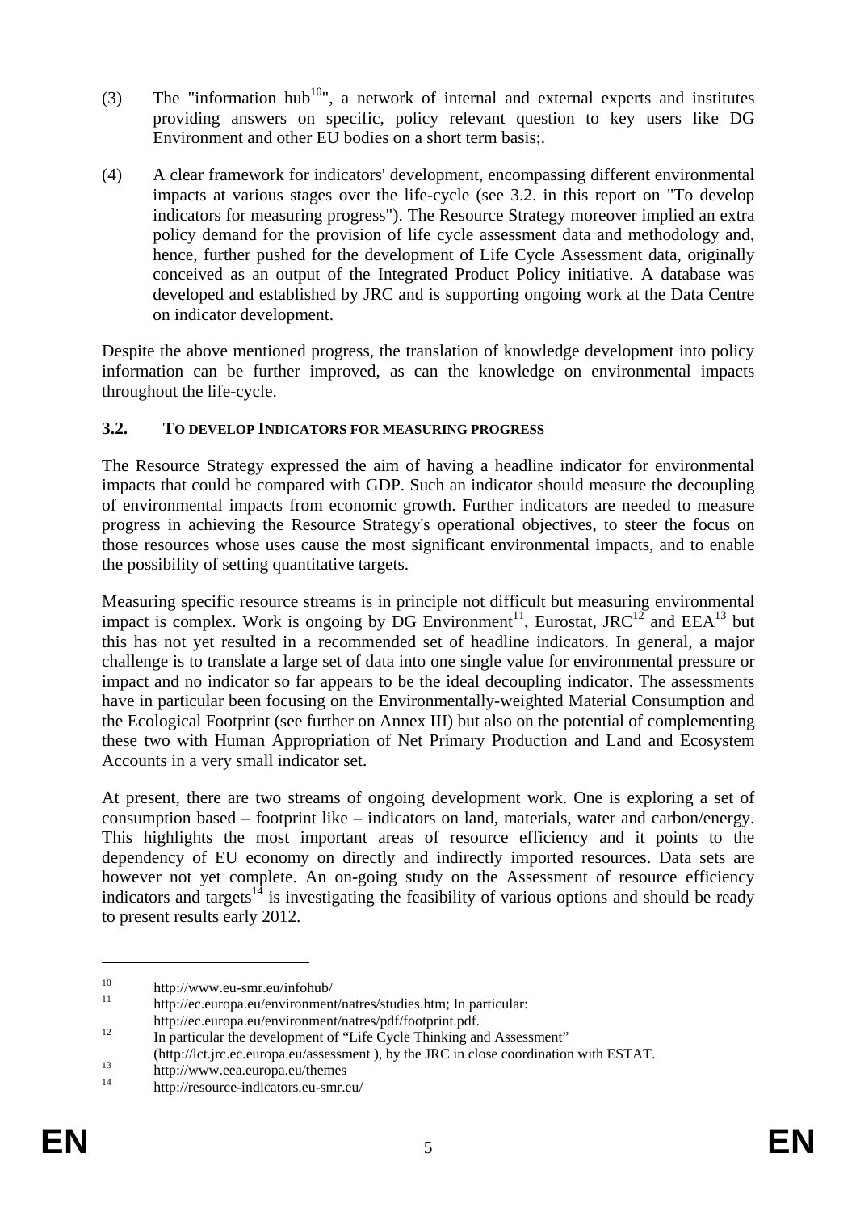(3) The "information hub[10]", a network of internal and external experts and institutes providing answers on specific, policy relevant question to key users like DG Environment and other EU bodies on a short term basis;.

(4) A clear framework for indicators' development, encompassing different environmental impacts at various stages over the life-cycle (see 3.2. in this report on "To develop indicators for measuring progress"). The Resource Strategy moreover implied an extra policy demand for the provision of life cycle assessment data and methodology and, hence, further pushed for the development of Life Cycle Assessment data, originally conceived as an output of the Integrated Product Policy initiative. A database was developed and established by JRC and is supporting ongoing work at the Data Centre on indicator development.

Despite the above mentioned progress, the translation of knowledge development into policy information can be further improved, as can the knowledge on environmental impacts throughout the life-cycle.

### 3.2. TO DEVELOP INDICATORS FOR MEASURING PROGRESS

The Resource Strategy expressed the aim of having a headline indicator for environmental impacts that could be compared with GDP. Such an indicator should measure the decoupling of environmental impacts from economic growth. Further indicators are needed to measure progress in achieving the Resource Strategy's operational objectives, to steer the focus on those resources whose uses cause the most significant environmental impacts, and to enable the possibility of setting quantitative targets.

Measuring specific resource streams is in principle not difficult but measuring environmental impact is complex. Work is ongoing by DG Environment[11], Eurostat, JRC[12] and EEA[13] but this has not yet resulted in a recommended set of headline indicators. In general, a major challenge is to translate a large set of data into one single value for environmental pressure or impact and no indicator so far appears to be the ideal decoupling indicator. The assessments have in particular been focusing on the Environmentally-weighted Material Consumption and the Ecological Footprint (see further on Annex III) but also on the potential of complementing these two with Human Appropriation of Net Primary Production and Land and Ecosystem Accounts in a very small indicator set.

At present, there are two streams of ongoing development work. One is exploring a set of consumption based – footprint like – indicators on land, materials, water and carbon/energy. This highlights the most important areas of resource efficiency and it points to the dependency of EU economy on directly and indirectly imported resources. Data sets are however not yet complete. An on-going study on the Assessment of resource efficiency indicators and targets[14] is investigating the feasibility of various options and should be ready to present results early 2012.

---

[10] http://www.eu-smr.eu/infohub/

[11] http://ec.europa.eu/environment/natres/studies.htm; In particular: http://ec.europa.eu/environment/natres/pdf/footprint.pdf.

[12] In particular the development of "Life Cycle Thinking and Assessment" (http://lct.jrc.ec.europa.eu/assessment ), by the JRC in close coordination with ESTAT.

[13] http://www.eea.europa.eu/themes

[14] http://resource-indicators.eu-smr.eu/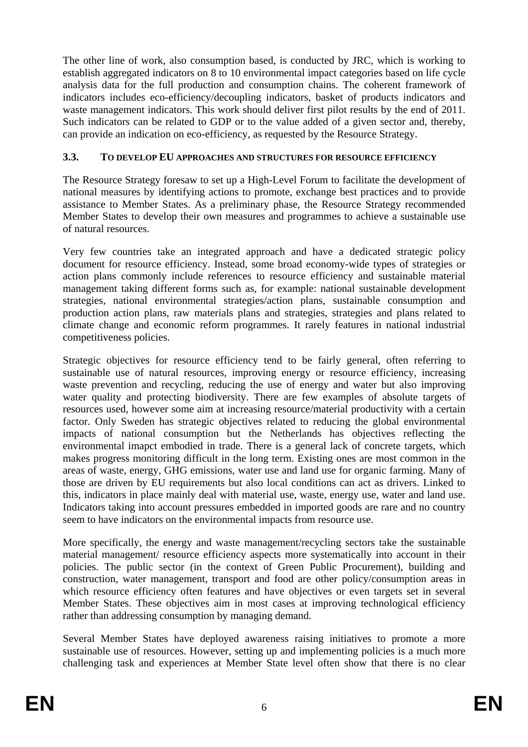The other line of work, also consumption based, is conducted by JRC, which is working to establish aggregated indicators on 8 to 10 environmental impact categories based on life cycle analysis data for the full production and consumption chains. The coherent framework of indicators includes eco-efficiency/decoupling indicators, basket of products indicators and waste management indicators. This work should deliver first pilot results by the end of 2011. Such indicators can be related to GDP or to the value added of a given sector and, thereby, can provide an indication on eco-efficiency, as requested by the Resource Strategy.

### 3.3. TO DEVELOP EU APPROACHES AND STRUCTURES FOR RESOURCE EFFICIENCY

The Resource Strategy foresaw to set up a High-Level Forum to facilitate the development of national measures by identifying actions to promote, exchange best practices and to provide assistance to Member States. As a preliminary phase, the Resource Strategy recommended Member States to develop their own measures and programmes to achieve a sustainable use of natural resources.

Very few countries take an integrated approach and have a dedicated strategic policy document for resource efficiency. Instead, some broad economy-wide types of strategies or action plans commonly include references to resource efficiency and sustainable material management taking different forms such as, for example: national sustainable development strategies, national environmental strategies/action plans, sustainable consumption and production action plans, raw materials plans and strategies, strategies and plans related to climate change and economic reform programmes. It rarely features in national industrial competitiveness policies.

Strategic objectives for resource efficiency tend to be fairly general, often referring to sustainable use of natural resources, improving energy or resource efficiency, increasing waste prevention and recycling, reducing the use of energy and water but also improving water quality and protecting biodiversity. There are few examples of absolute targets of resources used, however some aim at increasing resource/material productivity with a certain factor. Only Sweden has strategic objectives related to reducing the global environmental impacts of national consumption but the Netherlands has objectives reflecting the environmental imapct embodied in trade. There is a general lack of concrete targets, which makes progress monitoring difficult in the long term. Existing ones are most common in the areas of waste, energy, GHG emissions, water use and land use for organic farming. Many of those are driven by EU requirements but also local conditions can act as drivers. Linked to this, indicators in place mainly deal with material use, waste, energy use, water and land use. Indicators taking into account pressures embedded in imported goods are rare and no country seem to have indicators on the environmental impacts from resource use.

More specifically, the energy and waste management/recycling sectors take the sustainable material management/ resource efficiency aspects more systematically into account in their policies. The public sector (in the context of Green Public Procurement), building and construction, water management, transport and food are other policy/consumption areas in which resource efficiency often features and have objectives or even targets set in several Member States. These objectives aim in most cases at improving technological efficiency rather than addressing consumption by managing demand.

Several Member States have deployed awareness raising initiatives to promote a more sustainable use of resources. However, setting up and implementing policies is a much more challenging task and experiences at Member State level often show that there is no clear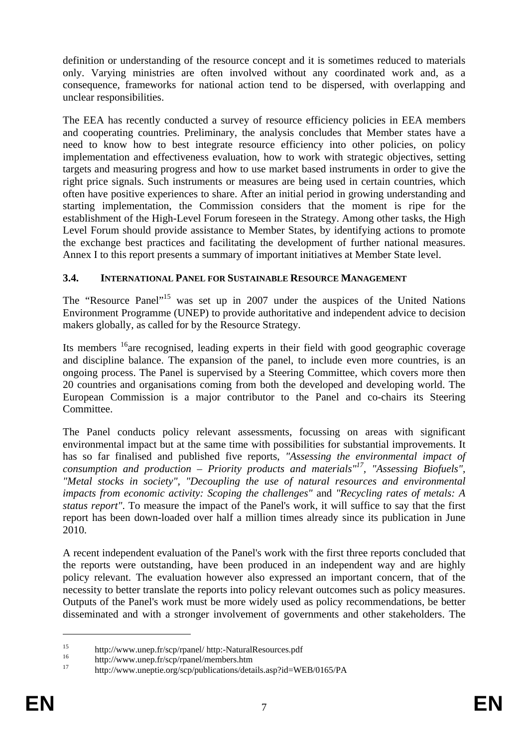definition or understanding of the resource concept and it is sometimes reduced to materials only. Varying ministries are often involved without any coordinated work and, as a consequence, frameworks for national action tend to be dispersed, with overlapping and unclear responsibilities.

The EEA has recently conducted a survey of resource efficiency policies in EEA members and cooperating countries. Preliminary, the analysis concludes that Member states have a need to know how to best integrate resource efficiency into other policies, on policy implementation and effectiveness evaluation, how to work with strategic objectives, setting targets and measuring progress and how to use market based instruments in order to give the right price signals. Such instruments or measures are being used in certain countries, which often have positive experiences to share. After an initial period in growing understanding and starting implementation, the Commission considers that the moment is ripe for the establishment of the High-Level Forum foreseen in the Strategy. Among other tasks, the High Level Forum should provide assistance to Member States, by identifying actions to promote the exchange best practices and facilitating the development of further national measures. Annex I to this report presents a summary of important initiatives at Member State level.

### 3.4. INTERNATIONAL PANEL FOR SUSTAINABLE RESOURCE MANAGEMENT

The "Resource Panel"[15] was set up in 2007 under the auspices of the United Nations Environment Programme (UNEP) to provide authoritative and independent advice to decision makers globally, as called for by the Resource Strategy.

Its members [16]are recognised, leading experts in their field with good geographic coverage and discipline balance. The expansion of the panel, to include even more countries, is an ongoing process. The Panel is supervised by a Steering Committee, which covers more then 20 countries and organisations coming from both the developed and developing world. The European Commission is a major contributor to the Panel and co-chairs its Steering Committee.

The Panel conducts policy relevant assessments, focussing on areas with significant environmental impact but at the same time with possibilities for substantial improvements. It has so far finalised and published five reports, *"Assessing the environmental impact of consumption and production – Priority products and materials"*[17], *"Assessing Biofuels"*, *"Metal stocks in society"*, *"Decoupling the use of natural resources and environmental impacts from economic activity: Scoping the challenges"* and *"Recycling rates of metals: A status report"*. To measure the impact of the Panel's work, it will suffice to say that the first report has been down-loaded over half a million times already since its publication in June 2010.

A recent independent evaluation of the Panel's work with the first three reports concluded that the reports were outstanding, have been produced in an independent way and are highly policy relevant. The evaluation however also expressed an important concern, that of the necessity to better translate the reports into policy relevant outcomes such as policy measures. Outputs of the Panel's work must be more widely used as policy recommendations, be better disseminated and with a stronger involvement of governments and other stakeholders. The

---

[15] http://www.unep.fr/scp/rpanel/ http:-NaturalResources.pdf

[16] http://www.unep.fr/scp/rpanel/members.htm

[17] http://www.uneptie.org/scp/publications/details.asp?id=WEB/0165/PA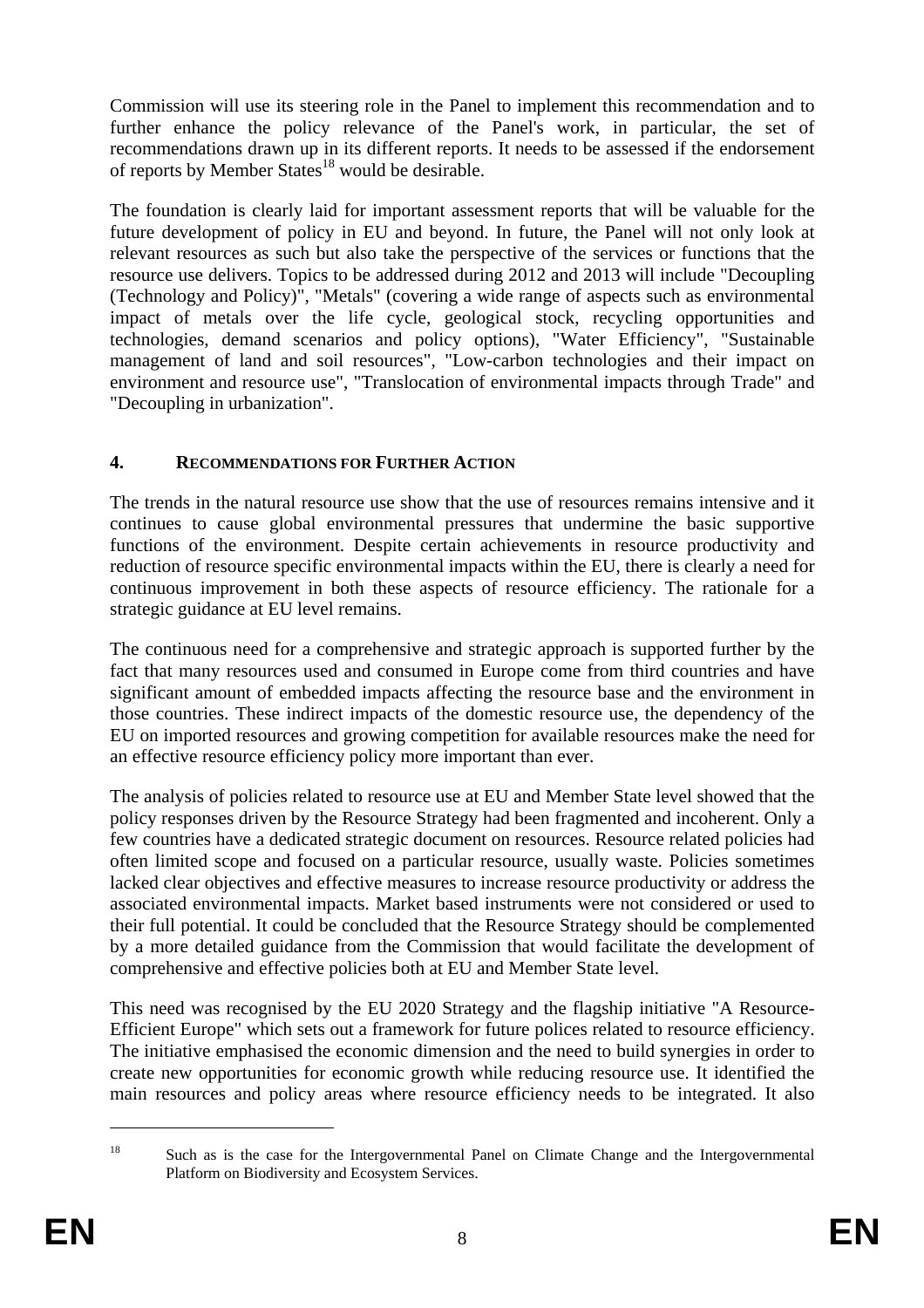Commission will use its steering role in the Panel to implement this recommendation and to further enhance the policy relevance of the Panel's work, in particular, the set of recommendations drawn up in its different reports. It needs to be assessed if the endorsement of reports by Member States[18] would be desirable.

The foundation is clearly laid for important assessment reports that will be valuable for the future development of policy in EU and beyond. In future, the Panel will not only look at relevant resources as such but also take the perspective of the services or functions that the resource use delivers. Topics to be addressed during 2012 and 2013 will include "Decoupling (Technology and Policy)", "Metals" (covering a wide range of aspects such as environmental impact of metals over the life cycle, geological stock, recycling opportunities and technologies, demand scenarios and policy options), "Water Efficiency", "Sustainable management of land and soil resources", "Low-carbon technologies and their impact on environment and resource use", "Translocation of environmental impacts through Trade" and "Decoupling in urbanization".

## 4. RECOMMENDATIONS FOR FURTHER ACTION

The trends in the natural resource use show that the use of resources remains intensive and it continues to cause global environmental pressures that undermine the basic supportive functions of the environment. Despite certain achievements in resource productivity and reduction of resource specific environmental impacts within the EU, there is clearly a need for continuous improvement in both these aspects of resource efficiency. The rationale for a strategic guidance at EU level remains.

The continuous need for a comprehensive and strategic approach is supported further by the fact that many resources used and consumed in Europe come from third countries and have significant amount of embedded impacts affecting the resource base and the environment in those countries. These indirect impacts of the domestic resource use, the dependency of the EU on imported resources and growing competition for available resources make the need for an effective resource efficiency policy more important than ever.

The analysis of policies related to resource use at EU and Member State level showed that the policy responses driven by the Resource Strategy had been fragmented and incoherent. Only a few countries have a dedicated strategic document on resources. Resource related policies had often limited scope and focused on a particular resource, usually waste. Policies sometimes lacked clear objectives and effective measures to increase resource productivity or address the associated environmental impacts. Market based instruments were not considered or used to their full potential. It could be concluded that the Resource Strategy should be complemented by a more detailed guidance from the Commission that would facilitate the development of comprehensive and effective policies both at EU and Member State level.

This need was recognised by the EU 2020 Strategy and the flagship initiative "A Resource-Efficient Europe" which sets out a framework for future polices related to resource efficiency. The initiative emphasised the economic dimension and the need to build synergies in order to create new opportunities for economic growth while reducing resource use. It identified the main resources and policy areas where resource efficiency needs to be integrated. It also

[18] Such as is the case for the Intergovernmental Panel on Climate Change and the Intergovernmental Platform on Biodiversity and Ecosystem Services.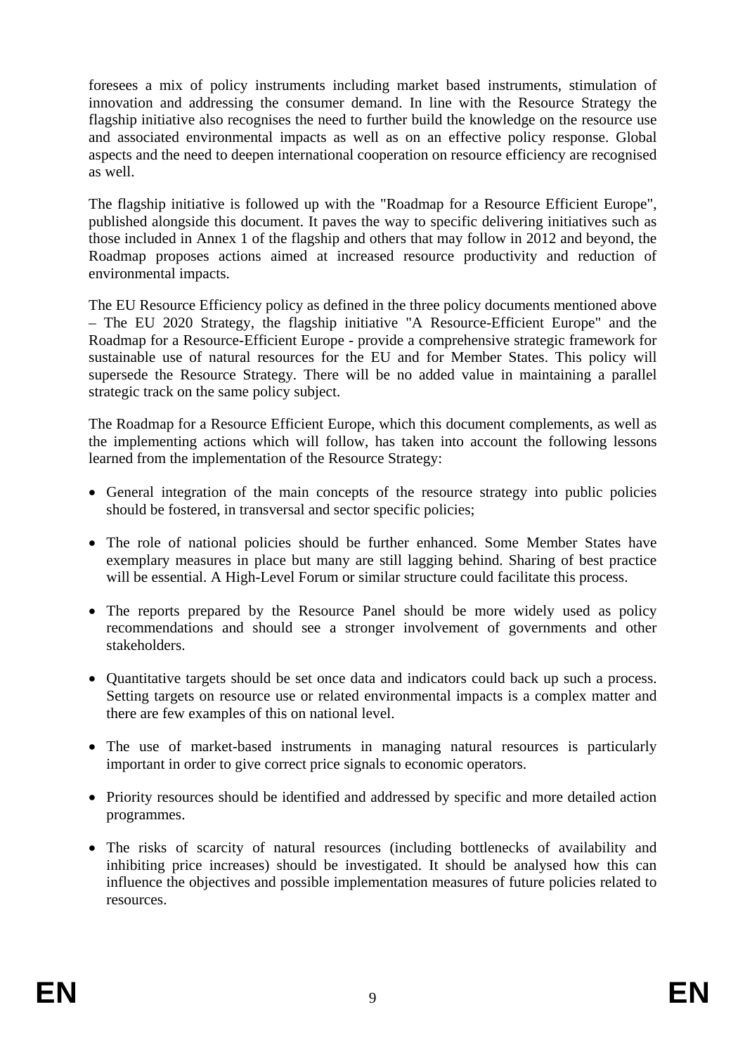foresees a mix of policy instruments including market based instruments, stimulation of innovation and addressing the consumer demand. In line with the Resource Strategy the flagship initiative also recognises the need to further build the knowledge on the resource use and associated environmental impacts as well as on an effective policy response. Global aspects and the need to deepen international cooperation on resource efficiency are recognised as well.

The flagship initiative is followed up with the "Roadmap for a Resource Efficient Europe", published alongside this document. It paves the way to specific delivering initiatives such as those included in Annex 1 of the flagship and others that may follow in 2012 and beyond, the Roadmap proposes actions aimed at increased resource productivity and reduction of environmental impacts.

The EU Resource Efficiency policy as defined in the three policy documents mentioned above – The EU 2020 Strategy, the flagship initiative "A Resource-Efficient Europe" and the Roadmap for a Resource-Efficient Europe - provide a comprehensive strategic framework for sustainable use of natural resources for the EU and for Member States. This policy will supersede the Resource Strategy. There will be no added value in maintaining a parallel strategic track on the same policy subject.

The Roadmap for a Resource Efficient Europe, which this document complements, as well as the implementing actions which will follow, has taken into account the following lessons learned from the implementation of the Resource Strategy:

- General integration of the main concepts of the resource strategy into public policies should be fostered, in transversal and sector specific policies;
- The role of national policies should be further enhanced. Some Member States have exemplary measures in place but many are still lagging behind. Sharing of best practice will be essential. A High-Level Forum or similar structure could facilitate this process.
- The reports prepared by the Resource Panel should be more widely used as policy recommendations and should see a stronger involvement of governments and other stakeholders.
- Quantitative targets should be set once data and indicators could back up such a process. Setting targets on resource use or related environmental impacts is a complex matter and there are few examples of this on national level.
- The use of market-based instruments in managing natural resources is particularly important in order to give correct price signals to economic operators.
- Priority resources should be identified and addressed by specific and more detailed action programmes.
- The risks of scarcity of natural resources (including bottlenecks of availability and inhibiting price increases) should be investigated. It should be analysed how this can influence the objectives and possible implementation measures of future policies related to resources.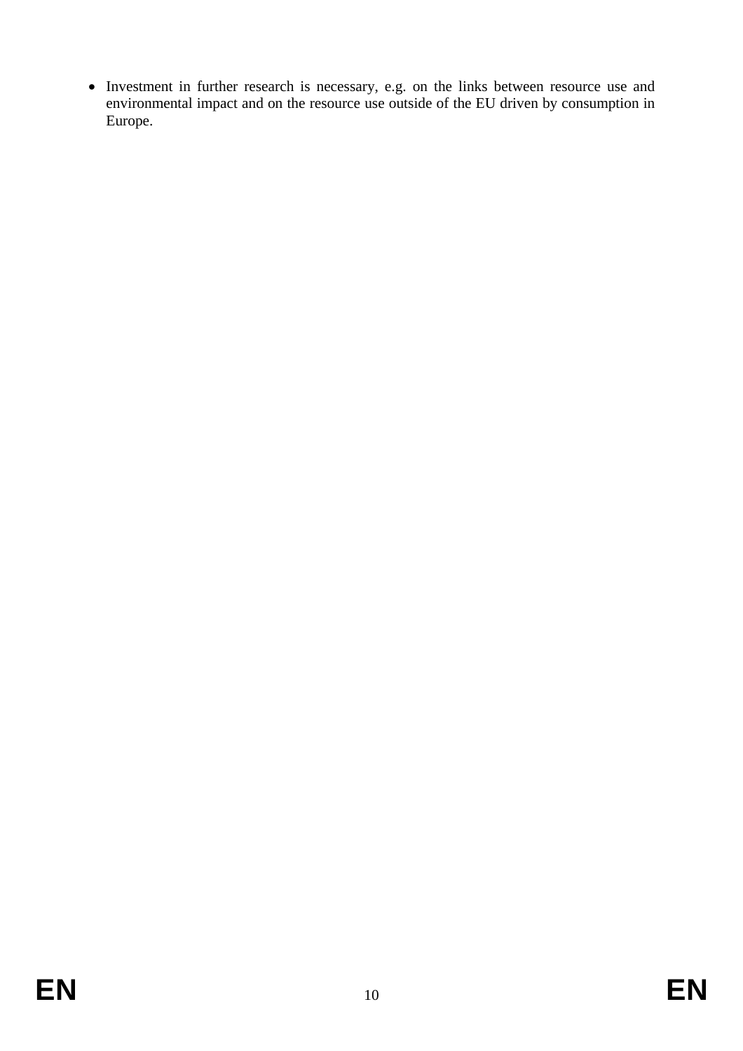- Investment in further research is necessary, e.g. on the links between resource use and environmental impact and on the resource use outside of the EU driven by consumption in Europe.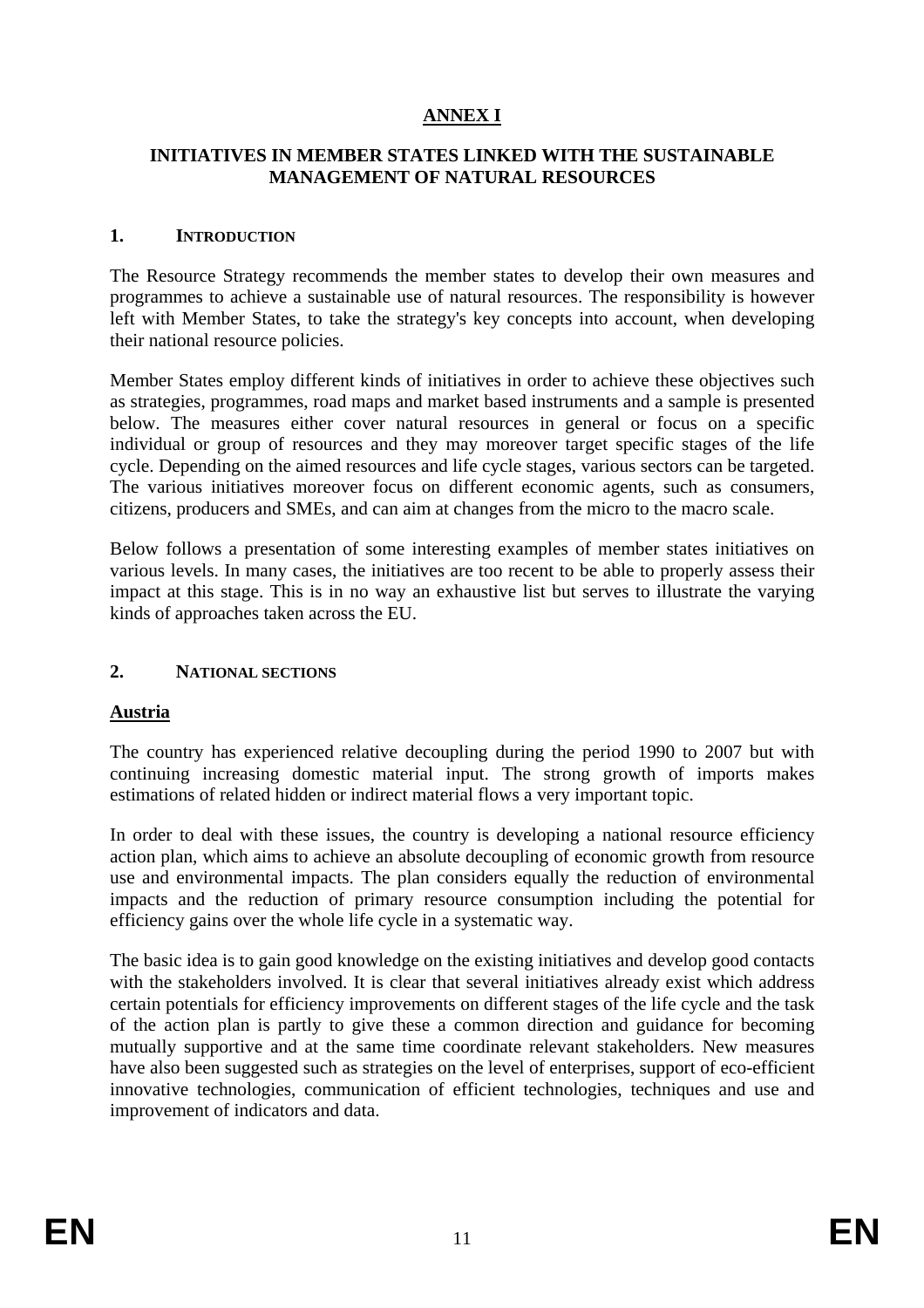# ANNEX I

## INITIATIVES IN MEMBER STATES LINKED WITH THE SUSTAINABLE MANAGEMENT OF NATURAL RESOURCES

### 1. INTRODUCTION

The Resource Strategy recommends the member states to develop their own measures and programmes to achieve a sustainable use of natural resources. The responsibility is however left with Member States, to take the strategy's key concepts into account, when developing their national resource policies.

Member States employ different kinds of initiatives in order to achieve these objectives such as strategies, programmes, road maps and market based instruments and a sample is presented below. The measures either cover natural resources in general or focus on a specific individual or group of resources and they may moreover target specific stages of the life cycle. Depending on the aimed resources and life cycle stages, various sectors can be targeted. The various initiatives moreover focus on different economic agents, such as consumers, citizens, producers and SMEs, and can aim at changes from the micro to the macro scale.

Below follows a presentation of some interesting examples of member states initiatives on various levels. In many cases, the initiatives are too recent to be able to properly assess their impact at this stage. This is in no way an exhaustive list but serves to illustrate the varying kinds of approaches taken across the EU.

### 2. NATIONAL SECTIONS

#### Austria

The country has experienced relative decoupling during the period 1990 to 2007 but with continuing increasing domestic material input. The strong growth of imports makes estimations of related hidden or indirect material flows a very important topic.

In order to deal with these issues, the country is developing a national resource efficiency action plan, which aims to achieve an absolute decoupling of economic growth from resource use and environmental impacts. The plan considers equally the reduction of environmental impacts and the reduction of primary resource consumption including the potential for efficiency gains over the whole life cycle in a systematic way.

The basic idea is to gain good knowledge on the existing initiatives and develop good contacts with the stakeholders involved. It is clear that several initiatives already exist which address certain potentials for efficiency improvements on different stages of the life cycle and the task of the action plan is partly to give these a common direction and guidance for becoming mutually supportive and at the same time coordinate relevant stakeholders. New measures have also been suggested such as strategies on the level of enterprises, support of eco-efficient innovative technologies, communication of efficient technologies, techniques and use and improvement of indicators and data.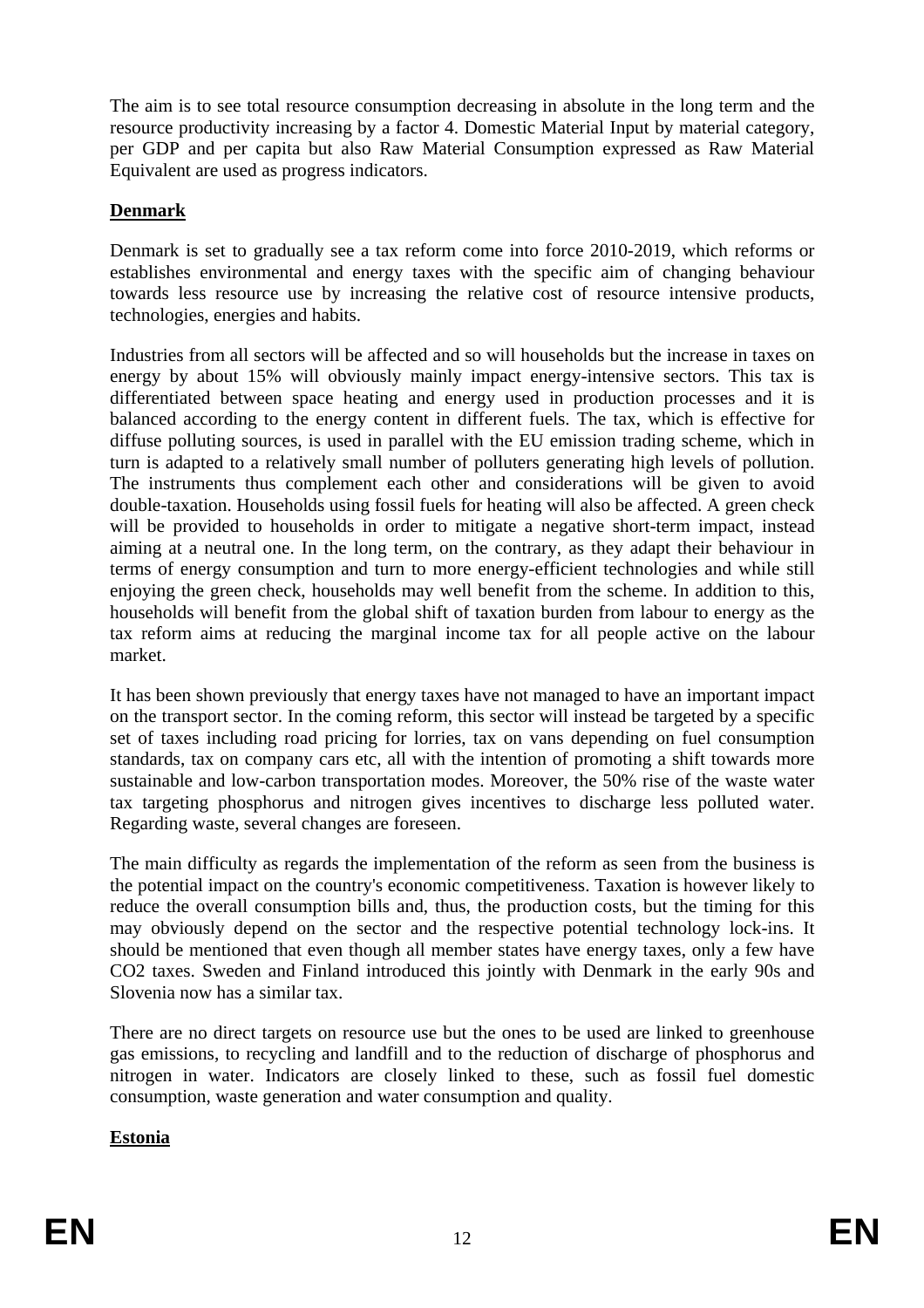The aim is to see total resource consumption decreasing in absolute in the long term and the resource productivity increasing by a factor 4. Domestic Material Input by material category, per GDP and per capita but also Raw Material Consumption expressed as Raw Material Equivalent are used as progress indicators.

**Denmark**

Denmark is set to gradually see a tax reform come into force 2010-2019, which reforms or establishes environmental and energy taxes with the specific aim of changing behaviour towards less resource use by increasing the relative cost of resource intensive products, technologies, energies and habits.

Industries from all sectors will be affected and so will households but the increase in taxes on energy by about 15% will obviously mainly impact energy-intensive sectors. This tax is differentiated between space heating and energy used in production processes and it is balanced according to the energy content in different fuels. The tax, which is effective for diffuse polluting sources, is used in parallel with the EU emission trading scheme, which in turn is adapted to a relatively small number of polluters generating high levels of pollution. The instruments thus complement each other and considerations will be given to avoid double-taxation. Households using fossil fuels for heating will also be affected. A green check will be provided to households in order to mitigate a negative short-term impact, instead aiming at a neutral one. In the long term, on the contrary, as they adapt their behaviour in terms of energy consumption and turn to more energy-efficient technologies and while still enjoying the green check, households may well benefit from the scheme. In addition to this, households will benefit from the global shift of taxation burden from labour to energy as the tax reform aims at reducing the marginal income tax for all people active on the labour market.

It has been shown previously that energy taxes have not managed to have an important impact on the transport sector. In the coming reform, this sector will instead be targeted by a specific set of taxes including road pricing for lorries, tax on vans depending on fuel consumption standards, tax on company cars etc, all with the intention of promoting a shift towards more sustainable and low-carbon transportation modes. Moreover, the 50% rise of the waste water tax targeting phosphorus and nitrogen gives incentives to discharge less polluted water. Regarding waste, several changes are foreseen.

The main difficulty as regards the implementation of the reform as seen from the business is the potential impact on the country's economic competitiveness. Taxation is however likely to reduce the overall consumption bills and, thus, the production costs, but the timing for this may obviously depend on the sector and the respective potential technology lock-ins. It should be mentioned that even though all member states have energy taxes, only a few have $CO_2$ taxes. Sweden and Finland introduced this jointly with Denmark in the early 90s and Slovenia now has a similar tax.

There are no direct targets on resource use but the ones to be used are linked to greenhouse gas emissions, to recycling and landfill and to the reduction of discharge of phosphorus and nitrogen in water. Indicators are closely linked to these, such as fossil fuel domestic consumption, waste generation and water consumption and quality.

**Estonia**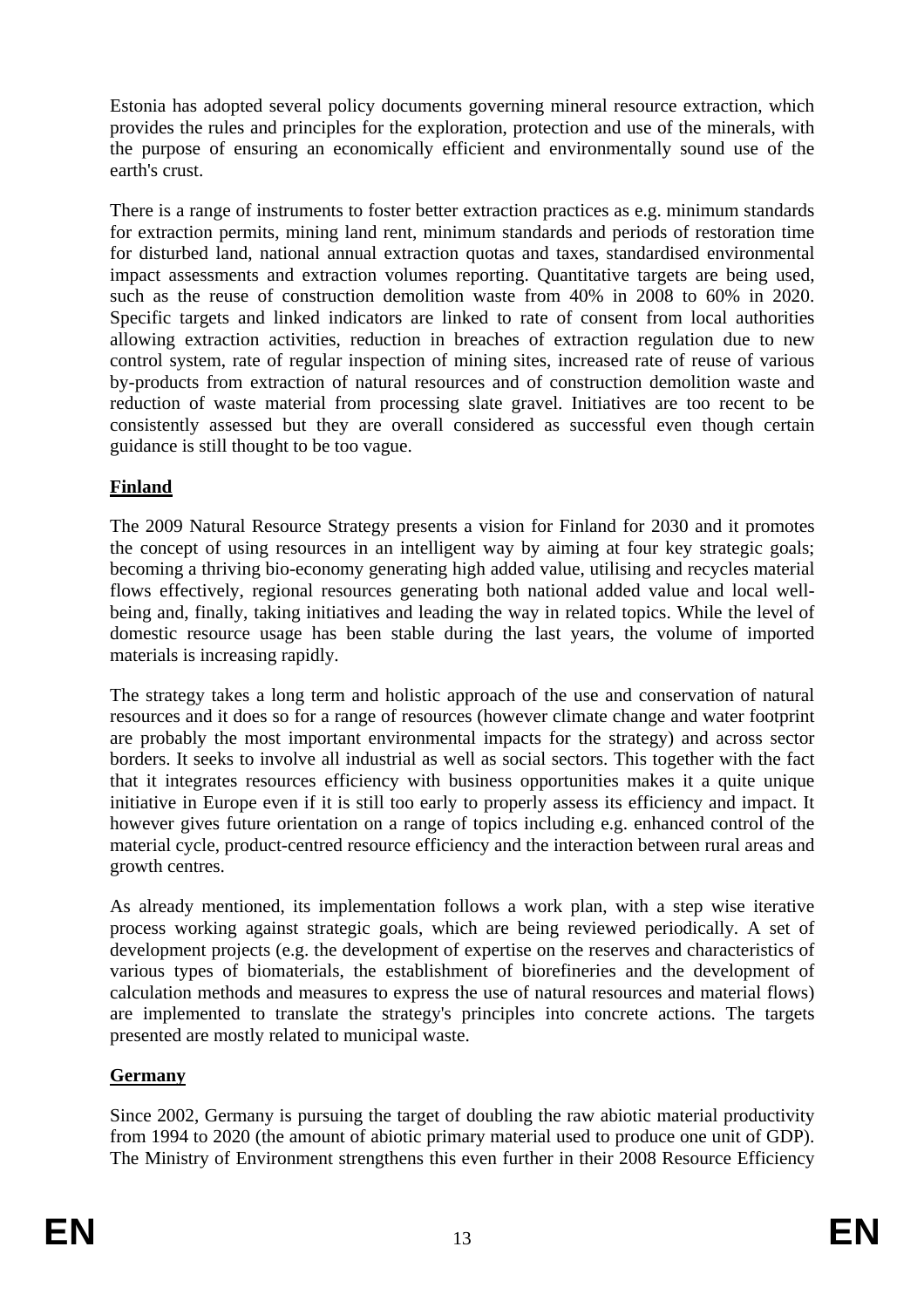Estonia has adopted several policy documents governing mineral resource extraction, which provides the rules and principles for the exploration, protection and use of the minerals, with the purpose of ensuring an economically efficient and environmentally sound use of the earth's crust.

There is a range of instruments to foster better extraction practices as e.g. minimum standards for extraction permits, mining land rent, minimum standards and periods of restoration time for disturbed land, national annual extraction quotas and taxes, standardised environmental impact assessments and extraction volumes reporting. Quantitative targets are being used, such as the reuse of construction demolition waste from 40% in 2008 to 60% in 2020. Specific targets and linked indicators are linked to rate of consent from local authorities allowing extraction activities, reduction in breaches of extraction regulation due to new control system, rate of regular inspection of mining sites, increased rate of reuse of various by-products from extraction of natural resources and of construction demolition waste and reduction of waste material from processing slate gravel. Initiatives are too recent to be consistently assessed but they are overall considered as successful even though certain guidance is still thought to be too vague.

**Finland**

The 2009 Natural Resource Strategy presents a vision for Finland for 2030 and it promotes the concept of using resources in an intelligent way by aiming at four key strategic goals; becoming a thriving bio-economy generating high added value, utilising and recycles material flows effectively, regional resources generating both national added value and local well-being and, finally, taking initiatives and leading the way in related topics. While the level of domestic resource usage has been stable during the last years, the volume of imported materials is increasing rapidly.

The strategy takes a long term and holistic approach of the use and conservation of natural resources and it does so for a range of resources (however climate change and water footprint are probably the most important environmental impacts for the strategy) and across sector borders. It seeks to involve all industrial as well as social sectors. This together with the fact that it integrates resources efficiency with business opportunities makes it a quite unique initiative in Europe even if it is still too early to properly assess its efficiency and impact. It however gives future orientation on a range of topics including e.g. enhanced control of the material cycle, product-centred resource efficiency and the interaction between rural areas and growth centres.

As already mentioned, its implementation follows a work plan, with a step wise iterative process working against strategic goals, which are being reviewed periodically. A set of development projects (e.g. the development of expertise on the reserves and characteristics of various types of biomaterials, the establishment of biorefineries and the development of calculation methods and measures to express the use of natural resources and material flows) are implemented to translate the strategy's principles into concrete actions. The targets presented are mostly related to municipal waste.

**Germany**

Since 2002, Germany is pursuing the target of doubling the raw abiotic material productivity from 1994 to 2020 (the amount of abiotic primary material used to produce one unit of GDP). The Ministry of Environment strengthens this even further in their 2008 Resource Efficiency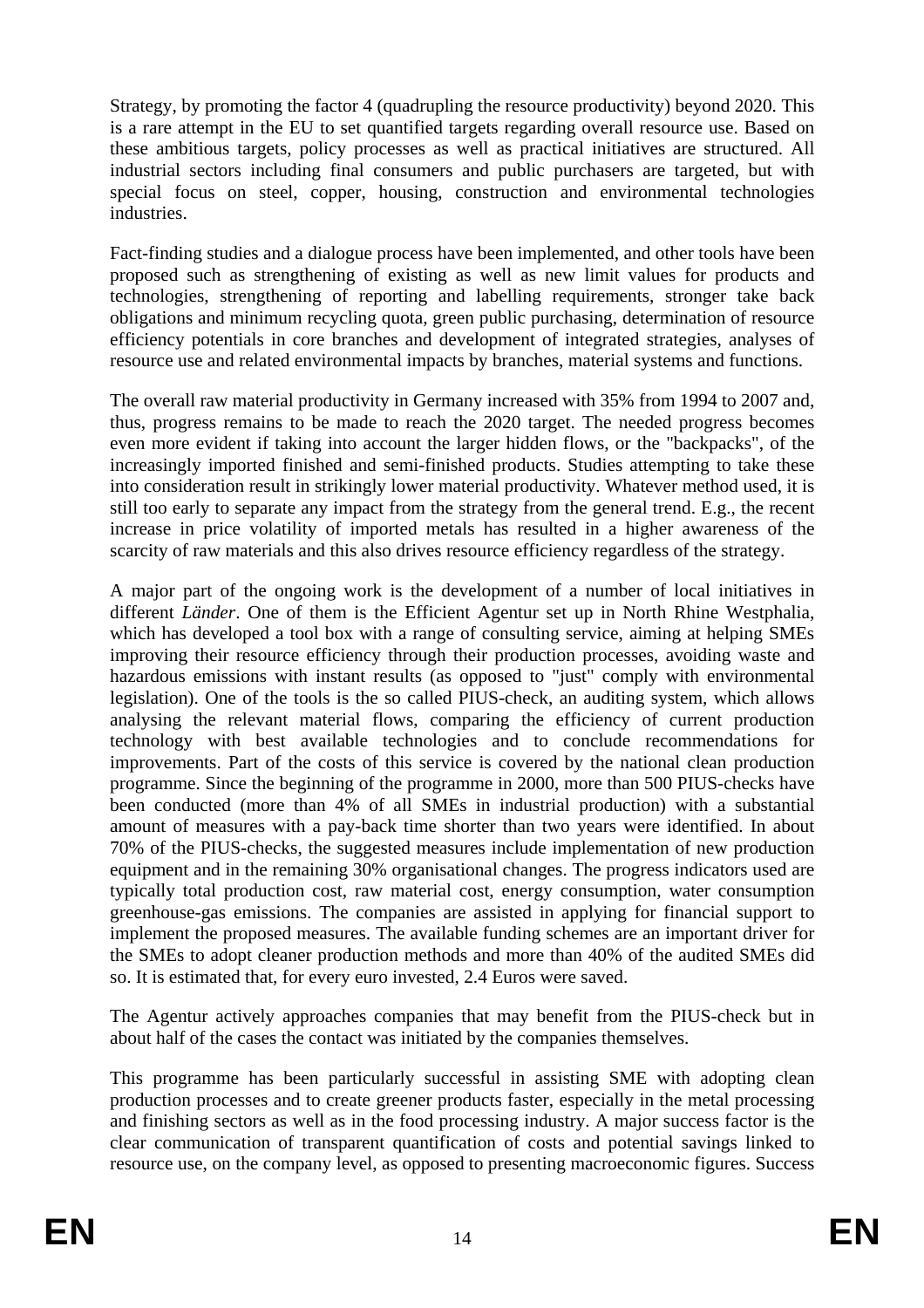Strategy, by promoting the factor 4 (quadrupling the resource productivity) beyond 2020. This is a rare attempt in the EU to set quantified targets regarding overall resource use. Based on these ambitious targets, policy processes as well as practical initiatives are structured. All industrial sectors including final consumers and public purchasers are targeted, but with special focus on steel, copper, housing, construction and environmental technologies industries.

Fact-finding studies and a dialogue process have been implemented, and other tools have been proposed such as strengthening of existing as well as new limit values for products and technologies, strengthening of reporting and labelling requirements, stronger take back obligations and minimum recycling quota, green public purchasing, determination of resource efficiency potentials in core branches and development of integrated strategies, analyses of resource use and related environmental impacts by branches, material systems and functions.

The overall raw material productivity in Germany increased with 35% from 1994 to 2007 and, thus, progress remains to be made to reach the 2020 target. The needed progress becomes even more evident if taking into account the larger hidden flows, or the "backpacks", of the increasingly imported finished and semi-finished products. Studies attempting to take these into consideration result in strikingly lower material productivity. Whatever method used, it is still too early to separate any impact from the strategy from the general trend. E.g., the recent increase in price volatility of imported metals has resulted in a higher awareness of the scarcity of raw materials and this also drives resource efficiency regardless of the strategy.

A major part of the ongoing work is the development of a number of local initiatives in different *Länder*. One of them is the Efficient Agentur set up in North Rhine Westphalia, which has developed a tool box with a range of consulting service, aiming at helping SMEs improving their resource efficiency through their production processes, avoiding waste and hazardous emissions with instant results (as opposed to "just" comply with environmental legislation). One of the tools is the so called PIUS-check, an auditing system, which allows analysing the relevant material flows, comparing the efficiency of current production technology with best available technologies and to conclude recommendations for improvements. Part of the costs of this service is covered by the national clean production programme. Since the beginning of the programme in 2000, more than 500 PIUS-checks have been conducted (more than 4% of all SMEs in industrial production) with a substantial amount of measures with a pay-back time shorter than two years were identified. In about 70% of the PIUS-checks, the suggested measures include implementation of new production equipment and in the remaining 30% organisational changes. The progress indicators used are typically total production cost, raw material cost, energy consumption, water consumption greenhouse-gas emissions. The companies are assisted in applying for financial support to implement the proposed measures. The available funding schemes are an important driver for the SMEs to adopt cleaner production methods and more than 40% of the audited SMEs did so. It is estimated that, for every euro invested, 2.4 Euros were saved.

The Agentur actively approaches companies that may benefit from the PIUS-check but in about half of the cases the contact was initiated by the companies themselves.

This programme has been particularly successful in assisting SME with adopting clean production processes and to create greener products faster, especially in the metal processing and finishing sectors as well as in the food processing industry. A major success factor is the clear communication of transparent quantification of costs and potential savings linked to resource use, on the company level, as opposed to presenting macroeconomic figures. Success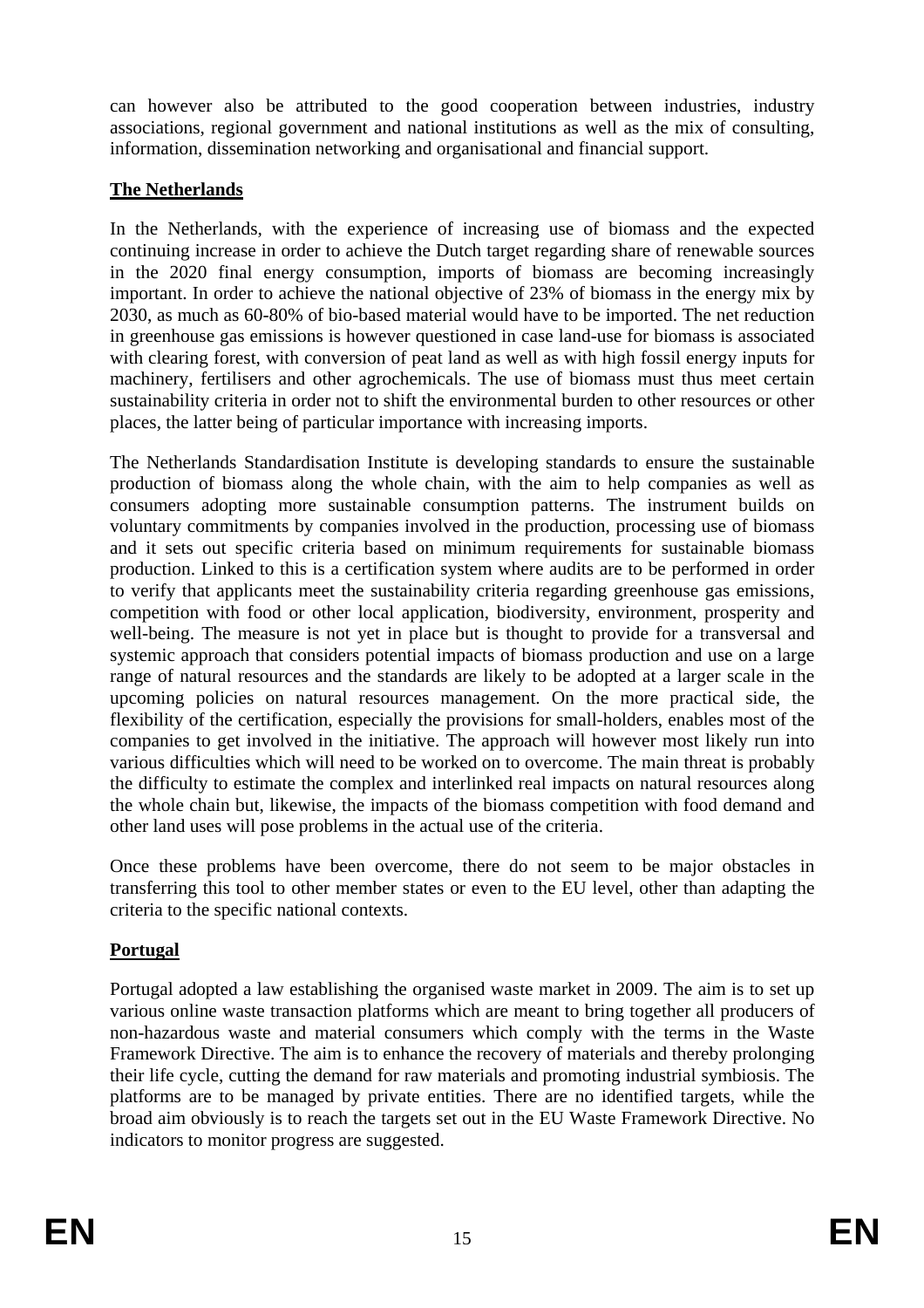can however also be attributed to the good cooperation between industries, industry associations, regional government and national institutions as well as the mix of consulting, information, dissemination networking and organisational and financial support.

**The Netherlands**

In the Netherlands, with the experience of increasing use of biomass and the expected continuing increase in order to achieve the Dutch target regarding share of renewable sources in the 2020 final energy consumption, imports of biomass are becoming increasingly important. In order to achieve the national objective of 23% of biomass in the energy mix by 2030, as much as 60-80% of bio-based material would have to be imported. The net reduction in greenhouse gas emissions is however questioned in case land-use for biomass is associated with clearing forest, with conversion of peat land as well as with high fossil energy inputs for machinery, fertilisers and other agrochemicals. The use of biomass must thus meet certain sustainability criteria in order not to shift the environmental burden to other resources or other places, the latter being of particular importance with increasing imports.

The Netherlands Standardisation Institute is developing standards to ensure the sustainable production of biomass along the whole chain, with the aim to help companies as well as consumers adopting more sustainable consumption patterns. The instrument builds on voluntary commitments by companies involved in the production, processing use of biomass and it sets out specific criteria based on minimum requirements for sustainable biomass production. Linked to this is a certification system where audits are to be performed in order to verify that applicants meet the sustainability criteria regarding greenhouse gas emissions, competition with food or other local application, biodiversity, environment, prosperity and well-being. The measure is not yet in place but is thought to provide for a transversal and systemic approach that considers potential impacts of biomass production and use on a large range of natural resources and the standards are likely to be adopted at a larger scale in the upcoming policies on natural resources management. On the more practical side, the flexibility of the certification, especially the provisions for small-holders, enables most of the companies to get involved in the initiative. The approach will however most likely run into various difficulties which will need to be worked on to overcome. The main threat is probably the difficulty to estimate the complex and interlinked real impacts on natural resources along the whole chain but, likewise, the impacts of the biomass competition with food demand and other land uses will pose problems in the actual use of the criteria.

Once these problems have been overcome, there do not seem to be major obstacles in transferring this tool to other member states or even to the EU level, other than adapting the criteria to the specific national contexts.

**Portugal**

Portugal adopted a law establishing the organised waste market in 2009. The aim is to set up various online waste transaction platforms which are meant to bring together all producers of non-hazardous waste and material consumers which comply with the terms in the Waste Framework Directive. The aim is to enhance the recovery of materials and thereby prolonging their life cycle, cutting the demand for raw materials and promoting industrial symbiosis. The platforms are to be managed by private entities. There are no identified targets, while the broad aim obviously is to reach the targets set out in the EU Waste Framework Directive. No indicators to monitor progress are suggested.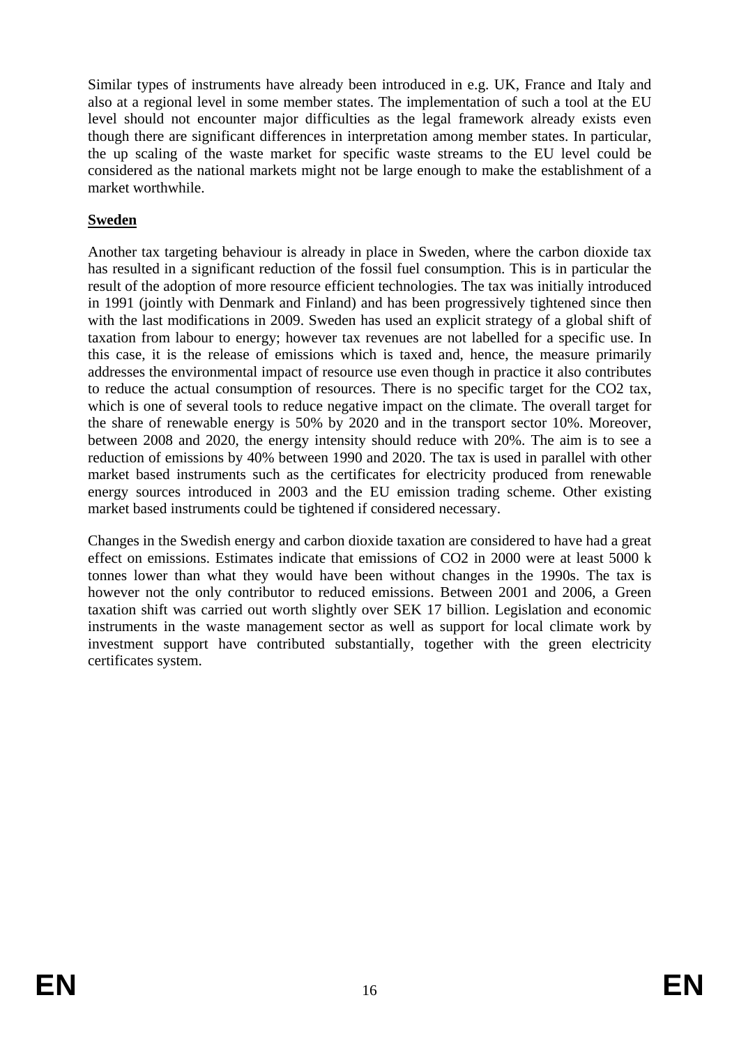Similar types of instruments have already been introduced in e.g. UK, France and Italy and also at a regional level in some member states. The implementation of such a tool at the EU level should not encounter major difficulties as the legal framework already exists even though there are significant differences in interpretation among member states. In particular, the up scaling of the waste market for specific waste streams to the EU level could be considered as the national markets might not be large enough to make the establishment of a market worthwhile.

**Sweden**

Another tax targeting behaviour is already in place in Sweden, where the carbon dioxide tax has resulted in a significant reduction of the fossil fuel consumption. This is in particular the result of the adoption of more resource efficient technologies. The tax was initially introduced in 1991 (jointly with Denmark and Finland) and has been progressively tightened since then with the last modifications in 2009. Sweden has used an explicit strategy of a global shift of taxation from labour to energy; however tax revenues are not labelled for a specific use. In this case, it is the release of emissions which is taxed and, hence, the measure primarily addresses the environmental impact of resource use even though in practice it also contributes to reduce the actual consumption of resources. There is no specific target for the $CO_2$ tax, which is one of several tools to reduce negative impact on the climate. The overall target for the share of renewable energy is 50% by 2020 and in the transport sector 10%. Moreover, between 2008 and 2020, the energy intensity should reduce with 20%. The aim is to see a reduction of emissions by 40% between 1990 and 2020. The tax is used in parallel with other market based instruments such as the certificates for electricity produced from renewable energy sources introduced in 2003 and the EU emission trading scheme. Other existing market based instruments could be tightened if considered necessary.

Changes in the Swedish energy and carbon dioxide taxation are considered to have had a great effect on emissions. Estimates indicate that emissions of $CO_2$ in 2000 were at least 5000 k tonnes lower than what they would have been without changes in the 1990s. The tax is however not the only contributor to reduced emissions. Between 2001 and 2006, a Green taxation shift was carried out worth slightly over SEK 17 billion. Legislation and economic instruments in the waste management sector as well as support for local climate work by investment support have contributed substantially, together with the green electricity certificates system.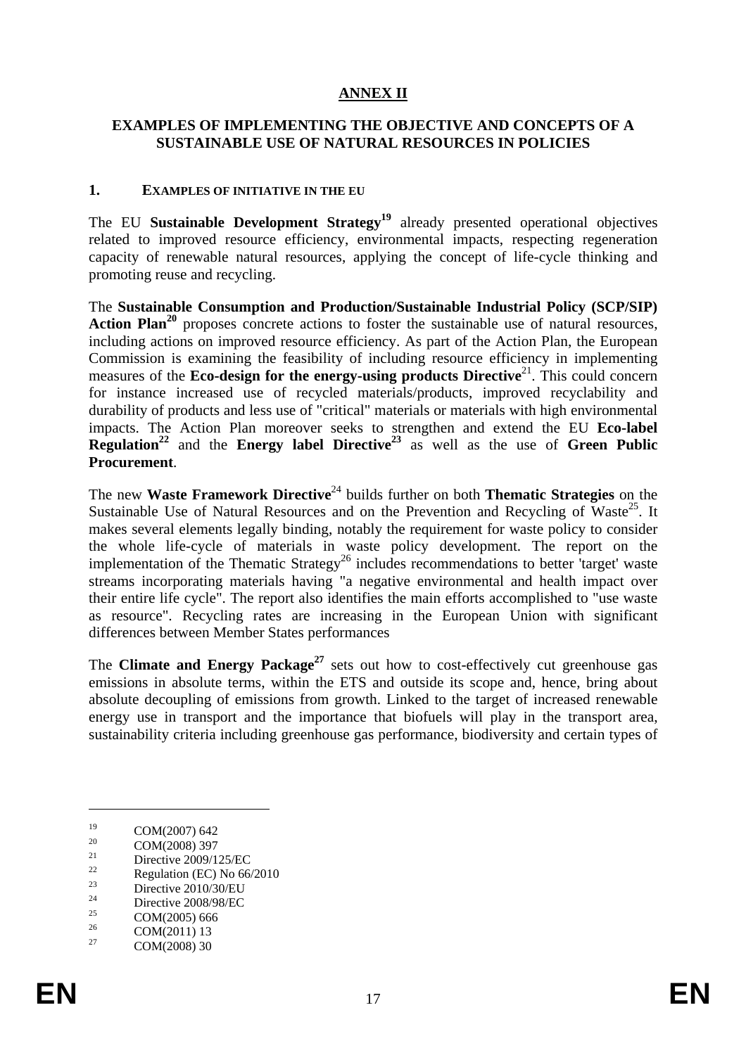# ANNEX II

## EXAMPLES OF IMPLEMENTING THE OBJECTIVE AND CONCEPTS OF A SUSTAINABLE USE OF NATURAL RESOURCES IN POLICIES

### 1. EXAMPLES OF INITIATIVE IN THE EU

The EU **Sustainable Development Strategy**[19] already presented operational objectives related to improved resource efficiency, environmental impacts, respecting regeneration capacity of renewable natural resources, applying the concept of life-cycle thinking and promoting reuse and recycling.

The **Sustainable Consumption and Production/Sustainable Industrial Policy (SCP/SIP) Action Plan**[20] proposes concrete actions to foster the sustainable use of natural resources, including actions on improved resource efficiency. As part of the Action Plan, the European Commission is examining the feasibility of including resource efficiency in implementing measures of the **Eco-design for the energy-using products Directive**[21]. This could concern for instance increased use of recycled materials/products, improved recyclability and durability of products and less use of "critical" materials or materials with high environmental impacts. The Action Plan moreover seeks to strengthen and extend the EU **Eco-label Regulation**[22] and the **Energy label Directive**[23] as well as the use of **Green Public Procurement**.

The new **Waste Framework Directive**[24] builds further on both **Thematic Strategies** on the Sustainable Use of Natural Resources and on the Prevention and Recycling of Waste[25]. It makes several elements legally binding, notably the requirement for waste policy to consider the whole life-cycle of materials in waste policy development. The report on the implementation of the Thematic Strategy[26] includes recommendations to better 'target' waste streams incorporating materials having "a negative environmental and health impact over their entire life cycle". The report also identifies the main efforts accomplished to "use waste as resource". Recycling rates are increasing in the European Union with significant differences between Member States performances

The **Climate and Energy Package**[27] sets out how to cost-effectively cut greenhouse gas emissions in absolute terms, within the ETS and outside its scope and, hence, bring about absolute decoupling of emissions from growth. Linked to the target of increased renewable energy use in transport and the importance that biofuels will play in the transport area, sustainability criteria including greenhouse gas performance, biodiversity and certain types of

---

[19] COM(2007) 642

[20] COM(2008) 397

[21] Directive 2009/125/EC

[22] Regulation (EC) No 66/2010

[23] Directive 2010/30/EU

[24] Directive 2008/98/EC

[25] COM(2005) 666

[26] COM(2011) 13

[27] COM(2008) 30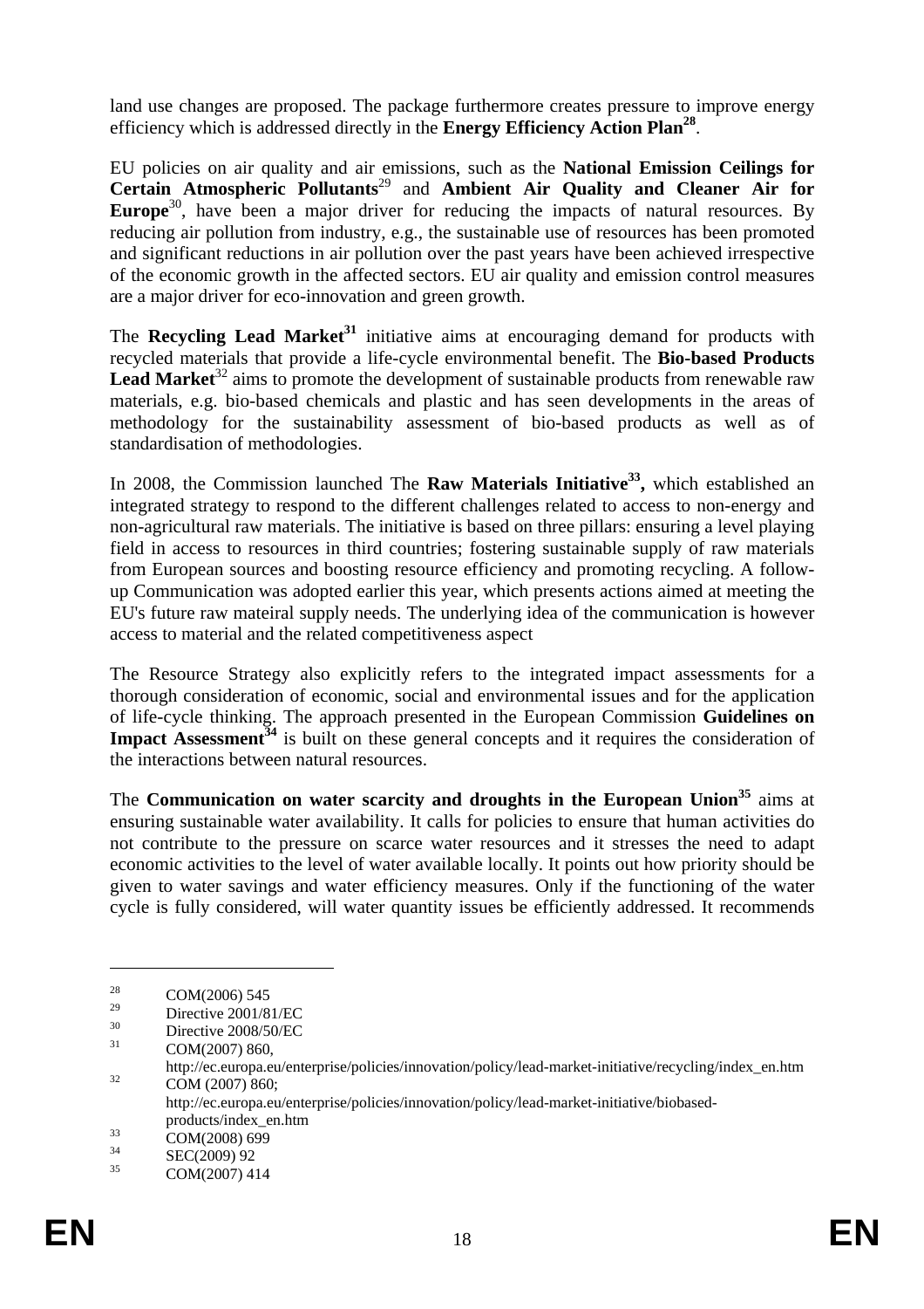land use changes are proposed. The package furthermore creates pressure to improve energy efficiency which is addressed directly in the **Energy Efficiency Action Plan**[28].

EU policies on air quality and air emissions, such as the **National Emission Ceilings for Certain Atmospheric Pollutants**[29] and **Ambient Air Quality and Cleaner Air for Europe**[30], have been a major driver for reducing the impacts of natural resources. By reducing air pollution from industry, e.g., the sustainable use of resources has been promoted and significant reductions in air pollution over the past years have been achieved irrespective of the economic growth in the affected sectors. EU air quality and emission control measures are a major driver for eco-innovation and green growth.

The **Recycling Lead Market**[31] initiative aims at encouraging demand for products with recycled materials that provide a life-cycle environmental benefit. The **Bio-based Products Lead Market**[32] aims to promote the development of sustainable products from renewable raw materials, e.g. bio-based chemicals and plastic and has seen developments in the areas of methodology for the sustainability assessment of bio-based products as well as of standardisation of methodologies.

In 2008, the Commission launched The **Raw Materials Initiative**[33]**,** which established an integrated strategy to respond to the different challenges related to access to non-energy and non-agricultural raw materials. The initiative is based on three pillars: ensuring a level playing field in access to resources in third countries; fostering sustainable supply of raw materials from European sources and boosting resource efficiency and promoting recycling. A follow-up Communication was adopted earlier this year, which presents actions aimed at meeting the EU's future raw mateiral supply needs. The underlying idea of the communication is however access to material and the related competitiveness aspect

The Resource Strategy also explicitly refers to the integrated impact assessments for a thorough consideration of economic, social and environmental issues and for the application of life-cycle thinking. The approach presented in the European Commission **Guidelines on Impact Assessment**[34] is built on these general concepts and it requires the consideration of the interactions between natural resources.

The **Communication on water scarcity and droughts in the European Union**[35] aims at ensuring sustainable water availability. It calls for policies to ensure that human activities do not contribute to the pressure on scarce water resources and it stresses the need to adapt economic activities to the level of water available locally. It points out how priority should be given to water savings and water efficiency measures. Only if the functioning of the water cycle is fully considered, will water quantity issues be efficiently addressed. It recommends

---

[28] COM(2006) 545

[29] Directive 2001/81/EC

[30] Directive 2008/50/EC

[31] COM(2007) 860, http://ec.europa.eu/enterprise/policies/innovation/policy/lead-market-initiative/recycling/index_en.htm

[32] COM (2007) 860; http://ec.europa.eu/enterprise/policies/innovation/policy/lead-market-initiative/biobased-products/index_en.htm

[33] COM(2008) 699

[34] SEC(2009) 92

[35] COM(2007) 414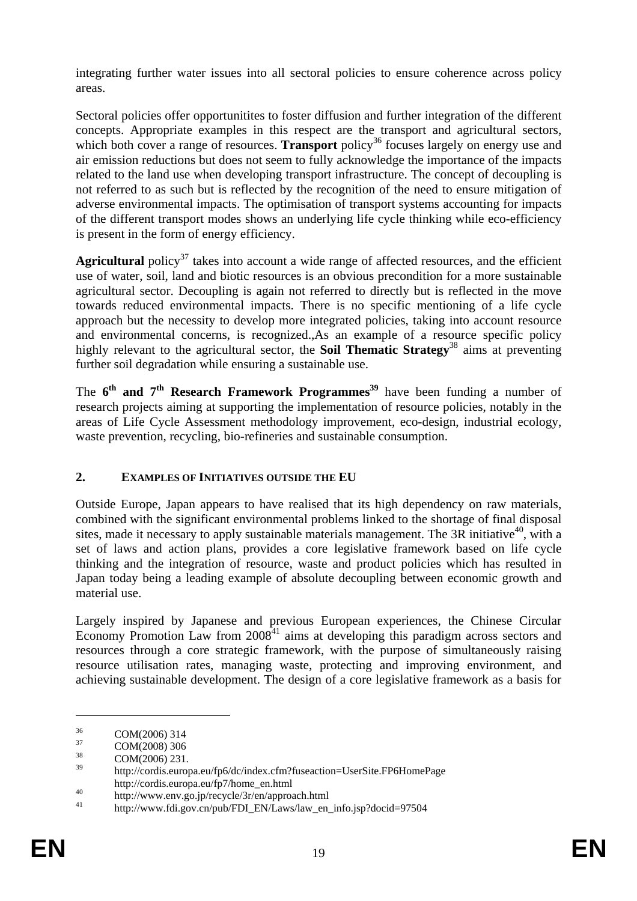integrating further water issues into all sectoral policies to ensure coherence across policy areas.

Sectoral policies offer opportunitites to foster diffusion and further integration of the different concepts. Appropriate examples in this respect are the transport and agricultural sectors, which both cover a range of resources. **Transport** policy[36] focuses largely on energy use and air emission reductions but does not seem to fully acknowledge the importance of the impacts related to the land use when developing transport infrastructure. The concept of decoupling is not referred to as such but is reflected by the recognition of the need to ensure mitigation of adverse environmental impacts. The optimisation of transport systems accounting for impacts of the different transport modes shows an underlying life cycle thinking while eco-efficiency is present in the form of energy efficiency.

**Agricultural** policy[37] takes into account a wide range of affected resources, and the efficient use of water, soil, land and biotic resources is an obvious precondition for a more sustainable agricultural sector. Decoupling is again not referred to directly but is reflected in the move towards reduced environmental impacts. There is no specific mentioning of a life cycle approach but the necessity to develop more integrated policies, taking into account resource and environmental concerns, is recognized.,As an example of a resource specific policy highly relevant to the agricultural sector, the **Soil Thematic Strategy**[38] aims at preventing further soil degradation while ensuring a sustainable use.

The **6th and 7th Research Framework Programmes**[39] have been funding a number of research projects aiming at supporting the implementation of resource policies, notably in the areas of Life Cycle Assessment methodology improvement, eco-design, industrial ecology, waste prevention, recycling, bio-refineries and sustainable consumption.

## 2. EXAMPLES OF INITIATIVES OUTSIDE THE EU

Outside Europe, Japan appears to have realised that its high dependency on raw materials, combined with the significant environmental problems linked to the shortage of final disposal sites, made it necessary to apply sustainable materials management. The 3R initiative[40], with a set of laws and action plans, provides a core legislative framework based on life cycle thinking and the integration of resource, waste and product policies which has resulted in Japan today being a leading example of absolute decoupling between economic growth and material use.

Largely inspired by Japanese and previous European experiences, the Chinese Circular Economy Promotion Law from 2008[41] aims at developing this paradigm across sectors and resources through a core strategic framework, with the purpose of simultaneously raising resource utilisation rates, managing waste, protecting and improving environment, and achieving sustainable development. The design of a core legislative framework as a basis for

---

[36] COM(2006) 314

[37] COM(2008) 306

[38] COM(2006) 231.

[39] http://cordis.europa.eu/fp6/dc/index.cfm?fuseaction=UserSite.FP6HomePage http://cordis.europa.eu/fp7/home_en.html

[40] http://www.env.go.jp/recycle/3r/en/approach.html

[41] http://www.fdi.gov.cn/pub/FDI_EN/Laws/law_en_info.jsp?docid=97504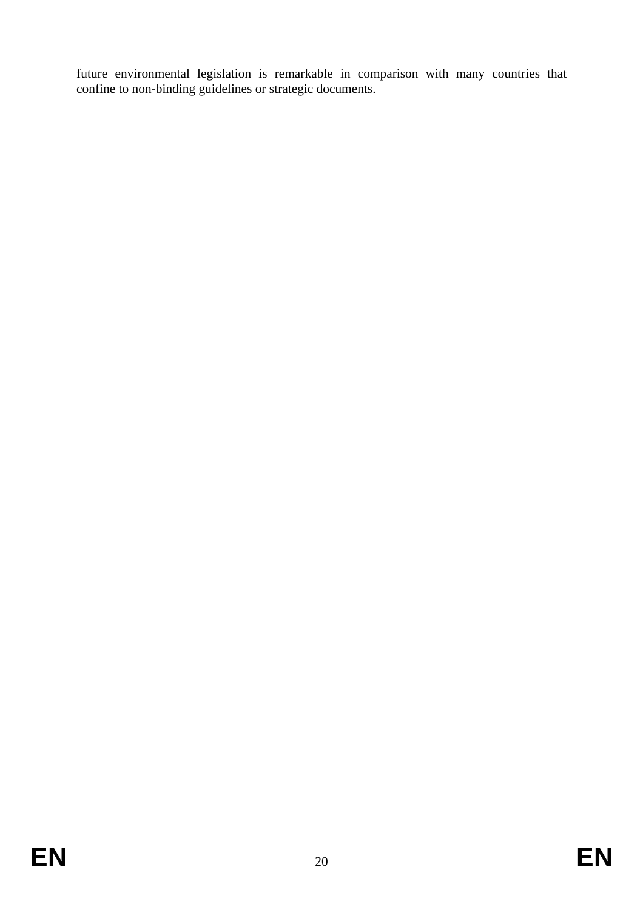future environmental legislation is remarkable in comparison with many countries that confine to non-binding guidelines or strategic documents.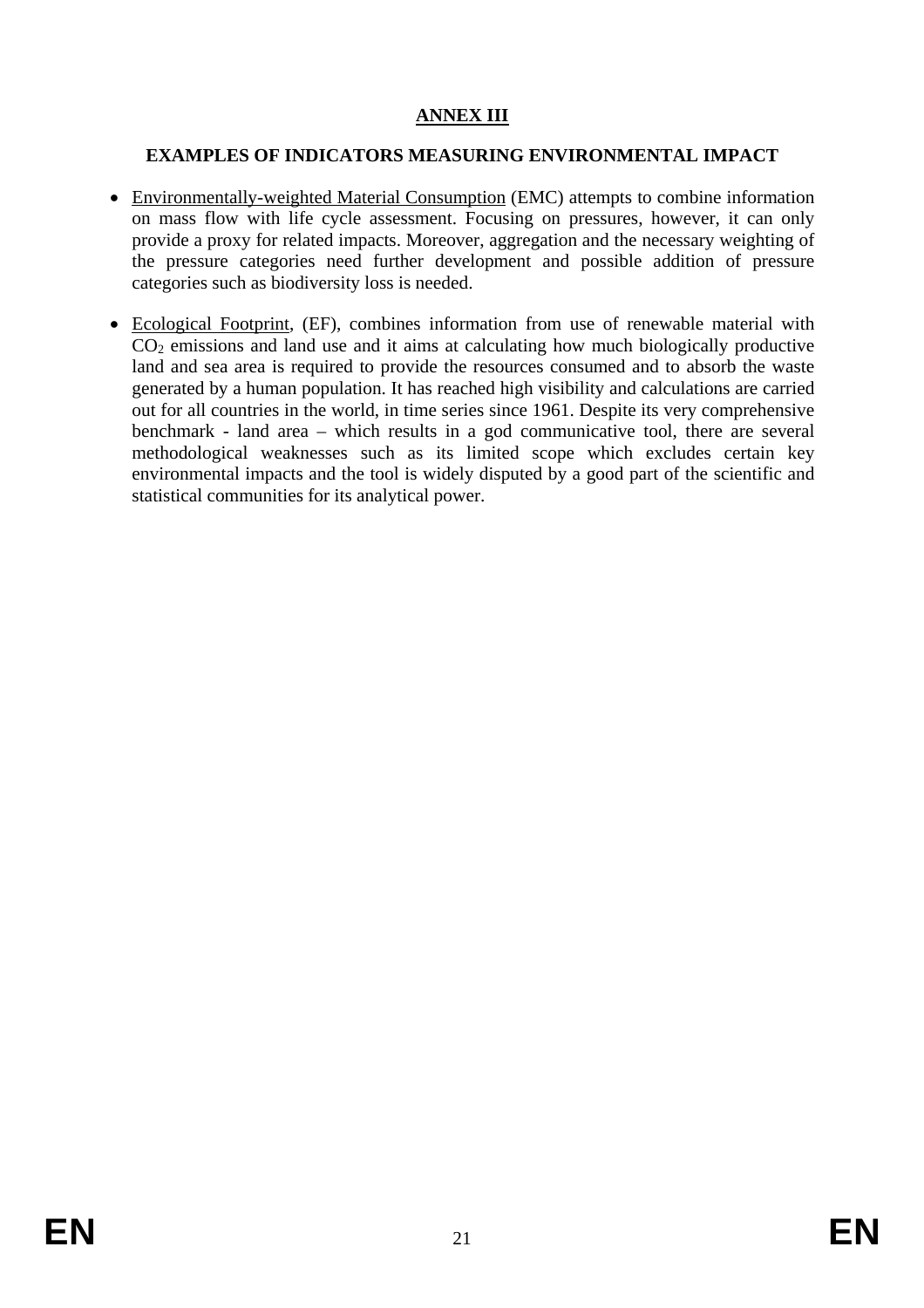# ANNEX III

## EXAMPLES OF INDICATORS MEASURING ENVIRONMENTAL IMPACT

- Environmentally-weighted Material Consumption (EMC) attempts to combine information on mass flow with life cycle assessment. Focusing on pressures, however, it can only provide a proxy for related impacts. Moreover, aggregation and the necessary weighting of the pressure categories need further development and possible addition of pressure categories such as biodiversity loss is needed.

- Ecological Footprint, (EF), combines information from use of renewable material with $CO_2$ emissions and land use and it aims at calculating how much biologically productive land and sea area is required to provide the resources consumed and to absorb the waste generated by a human population. It has reached high visibility and calculations are carried out for all countries in the world, in time series since 1961. Despite its very comprehensive benchmark - land area – which results in a god communicative tool, there are several methodological weaknesses such as its limited scope which excludes certain key environmental impacts and the tool is widely disputed by a good part of the scientific and statistical communities for its analytical power.